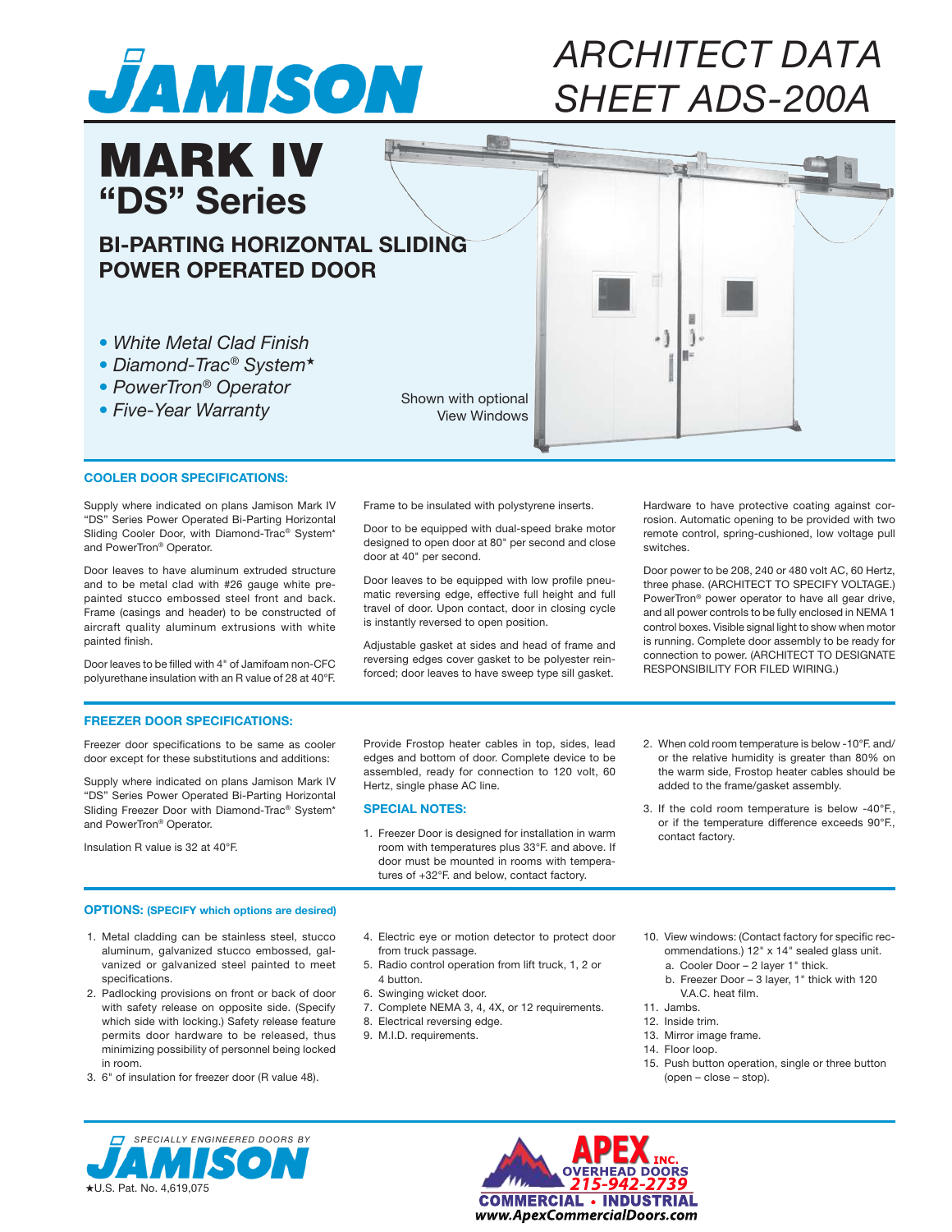# JAMISON

## ARCHITECT DATA SHEET ADS-200A

# MARK IV "DS" Series

## BI-PARTING HORIZONTAL SLIDING POWER OPERATED DOOR

- *White Metal Clad Finish*
- *Diamond-Trac® System★*
- *PowerTron® Operator*
- *Five-Year Warranty*

Shown with optional View Windows

### COOLER DOOR SPECIFICATIONS:

Supply where indicated on plans Jamison Mark IV "DS" Series Power Operated Bi-Parting Horizontal Sliding Cooler Door, with Diamond-Trac® System* and PowerTron® Operator.

Door leaves to have aluminum extruded structure and to be metal clad with #26 gauge white pre-painted stucco embossed steel front and back. Frame (casings and header) to be constructed of aircraft quality aluminum extrusions with white painted finish.

Door leaves to be filled with 4" of Jamifoam non-CFC polyurethane insulation with an R value of 28 at 40°F.

Frame to be insulated with polystyrene inserts.

Door to be equipped with dual-speed brake motor designed to open door at 80" per second and close door at 40" per second.

Door leaves to be equipped with low profile pneumatic reversing edge, effective full height and full travel of door. Upon contact, door in closing cycle is instantly reversed to open position.

Adjustable gasket at sides and head of frame and reversing edges cover gasket to be polyester reinforced; door leaves to have sweep type sill gasket.

Hardware to have protective coating against corrosion. Automatic opening to be provided with two remote control, spring-cushioned, low voltage pull switches.

Door power to be 208, 240 or 480 volt AC, 60 Hertz, three phase. (ARCHITECT TO SPECIFY VOLTAGE.) PowerTron® power operator to have all gear drive, and all power controls to be fully enclosed in NEMA 1 control boxes. Visible signal light to show when motor is running. Complete door assembly to be ready for connection to power. (ARCHITECT TO DESIGNATE RESPONSIBILITY FOR FILED WIRING.)

### FREEZER DOOR SPECIFICATIONS:

Freezer door specifications to be same as cooler door except for these substitutions and additions:

Supply where indicated on plans Jamison Mark IV "DS" Series Power Operated Bi-Parting Horizontal Sliding Freezer Door with Diamond-Trac® System* and PowerTron® Operator.

Insulation R value is 32 at 40°F.

Provide Frostop heater cables in top, sides, lead edges and bottom of door. Complete device to be assembled, ready for connection to 120 volt, 60 Hertz, single phase AC line.

### SPECIAL NOTES:

1. Freezer Door is designed for installation in warm room with temperatures plus 33°F. and above. If door must be mounted in rooms with temperatures of +32°F. and below, contact factory.
2. When cold room temperature is below -10°F. and/or the relative humidity is greater than 80% on the warm side, Frostop heater cables should be added to the frame/gasket assembly.
3. If the cold room temperature is below -40°F., or if the temperature difference exceeds 90°F., contact factory.

### OPTIONS: (SPECIFY which options are desired)

1. Metal cladding can be stainless steel, stucco aluminum, galvanized stucco embossed, galvanized or galvanized steel painted to meet specifications.
2. Padlocking provisions on front or back of door with safety release on opposite side. (Specify which side with locking.) Safety release feature permits door hardware to be released, thus minimizing possibility of personnel being locked in room.
3. 6" of insulation for freezer door (R value 48).
4. Electric eye or motion detector to protect door from truck passage.
5. Radio control operation from lift truck, 1, 2 or 4 button.
6. Swinging wicket door.
7. Complete NEMA 3, 4, 4X, or 12 requirements.
8. Electrical reversing edge.
9. M.I.D. requirements.
10. View windows: (Contact factory for specific recommendations.) 12" x 14" sealed glass unit.
    a. Cooler Door – 2 layer 1" thick.
    b. Freezer Door – 3 layer, 1" thick with 120 V.A.C. heat film.
11. Jambs.
12. Inside trim.
13. Mirror image frame.
14. Floor loop.
15. Push button operation, single or three button (open – close – stop).

SPECIALLY ENGINEERED DOORS BY JAMISON

★U.S. Pat. No. 4,619,075

APEX INC. OVERHEAD DOORS 215-942-2739 COMMERCIAL • INDUSTRIAL www.ApexCommercialDoors.com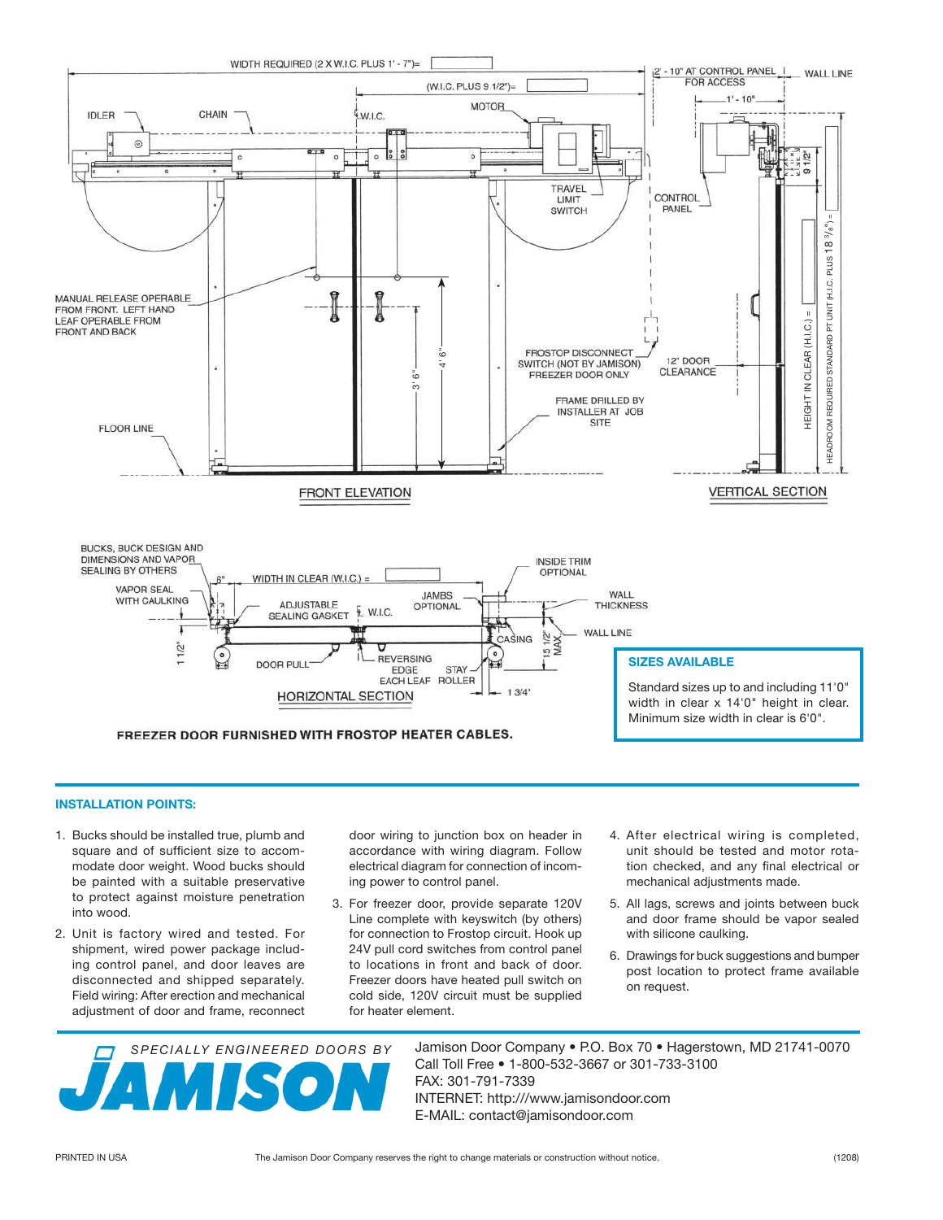WIDTH REQUIRED (2 X W.I.C. PLUS 1' - 7")=

(W.I.C. PLUS 9 1/2")=

IDLER

CHAIN

W.I.C.

MOTOR

TRAVEL LIMIT SWITCH

2' - 10" AT CONTROL PANEL FOR ACCESS

WALL LINE

1' - 10"

9 1/2"

CONTROL PANEL

MANUAL RELEASE OPERABLE FROM FRONT. LEFT HAND LEAF OPERABLE FROM FRONT AND BACK

3' 6"

4' 6"

FROSTOP DISCONNECT SWITCH (NOT BY JAMISON) FREEZER DOOR ONLY

12" DOOR CLEARANCE

HEIGHT IN CLEAR (H.I.C.) =

HEADROOM REQUIRED STANDARD PT UNIT (H.I.C. PLUS 18 3/8") =

FRAME DRILLED BY INSTALLER AT JOB SITE

FLOOR LINE

FRONT ELEVATION

VERTICAL SECTION

BUCKS, BUCK DESIGN AND DIMENSIONS AND VAPOR SEALING BY OTHERS

VAPOR SEAL WITH CAULKING

6"

WIDTH IN CLEAR (W.I.C.) =

INSIDE TRIM OPTIONAL

ADJUSTABLE SEALING GASKET

W.I.C.

JAMBS OPTIONAL

WALL THICKNESS

WALL LINE

CASING

15 1/2" MAX

1 1/2"

DOOR PULL

REVERSING EDGE EACH LEAF

STAY ROLLER

1 3/4"

HORIZONTAL SECTION

**FREEZER DOOR FURNISHED WITH FROSTOP HEATER CABLES.**

**SIZES AVAILABLE**

Standard sizes up to and including 11'0" width in clear x 14'0" height in clear. Minimum size width in clear is 6'0".

## INSTALLATION POINTS:

1. Bucks should be installed true, plumb and square and of sufficient size to accommodate door weight. Wood bucks should be painted with a suitable preservative to protect against moisture penetration into wood.
2. Unit is factory wired and tested. For shipment, wired power package including control panel, and door leaves are disconnected and shipped separately. Field wiring: After erection and mechanical adjustment of door and frame, reconnect door wiring to junction box on header in accordance with wiring diagram. Follow electrical diagram for connection of incoming power to control panel.
3. For freezer door, provide separate 120V Line complete with keyswitch (by others) for connection to Frostop circuit. Hook up 24V pull cord switches from control panel to locations in front and back of door. Freezer doors have heated pull switch on cold side, 120V circuit must be supplied for heater element.
4. After electrical wiring is completed, unit should be tested and motor rotation checked, and any final electrical or mechanical adjustments made.
5. All lags, screws and joints between buck and door frame should be vapor sealed with silicone caulking.
6. Drawings for buck suggestions and bumper post location to protect frame available on request.

*SPECIALLY ENGINEERED DOORS BY* **JAMISON**

Jamison Door Company • P.O. Box 70 • Hagerstown, MD 21741-0070
Call Toll Free • 1-800-532-3667 or 301-733-3100
FAX: 301-791-7339
INTERNET: http:///www.jamisondoor.com
E-MAIL: contact@jamisondoor.com

PRINTED IN USA

The Jamison Door Company reserves the right to change materials or construction without notice.

(1208)